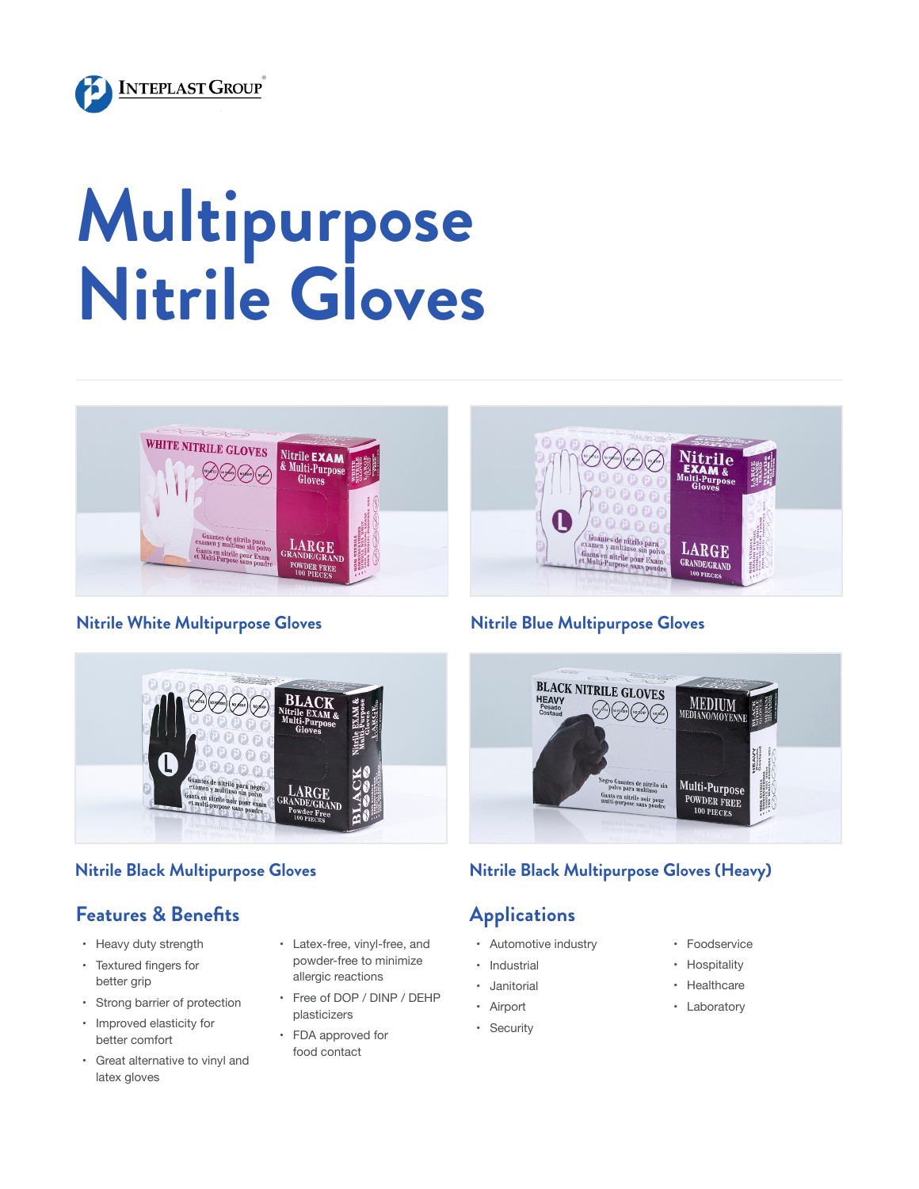Inteplast Group

# Multipurpose Nitrile Gloves

### Nitrile White Multipurpose Gloves

### Nitrile Blue Multipurpose Gloves

### Nitrile Black Multipurpose Gloves

### Nitrile Black Multipurpose Gloves (Heavy)

## Features & Benefits

- Heavy duty strength
- Textured fingers for better grip
- Strong barrier of protection
- Improved elasticity for better comfort
- Great alternative to vinyl and latex gloves
- Latex-free, vinyl-free, and powder-free to minimize allergic reactions
- Free of DOP / DINP / DEHP plasticizers
- FDA approved for food contact

## Applications

- Automotive industry
- Industrial
- Janitorial
- Airport
- Security
- Foodservice
- Hospitality
- Healthcare
- Laboratory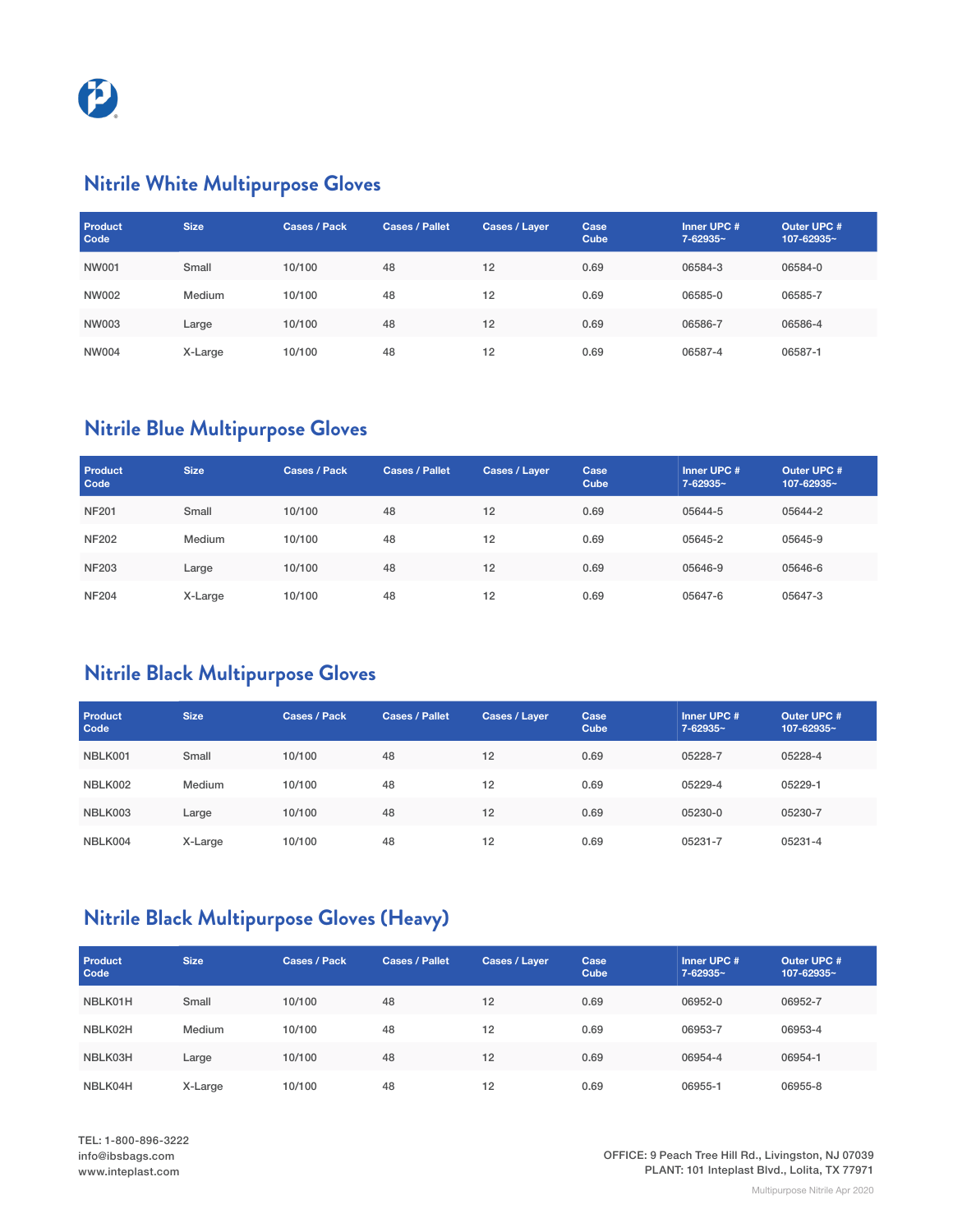## Nitrile White Multipurpose Gloves

| Product Code | Size | Cases / Pack | Cases / Pallet | Cases / Layer | Case Cube | Inner UPC # 7-62935~ | Outer UPC # 107-62935~ |
|---|---|---|---|---|---|---|---|
| NW001 | Small | 10/100 | 48 | 12 | 0.69 | 06584-3 | 06584-0 |
| NW002 | Medium | 10/100 | 48 | 12 | 0.69 | 06585-0 | 06585-7 |
| NW003 | Large | 10/100 | 48 | 12 | 0.69 | 06586-7 | 06586-4 |
| NW004 | X-Large | 10/100 | 48 | 12 | 0.69 | 06587-4 | 06587-1 |

## Nitrile Blue Multipurpose Gloves

| Product Code | Size | Cases / Pack | Cases / Pallet | Cases / Layer | Case Cube | Inner UPC # 7-62935~ | Outer UPC # 107-62935~ |
|---|---|---|---|---|---|---|---|
| NF201 | Small | 10/100 | 48 | 12 | 0.69 | 05644-5 | 05644-2 |
| NF202 | Medium | 10/100 | 48 | 12 | 0.69 | 05645-2 | 05645-9 |
| NF203 | Large | 10/100 | 48 | 12 | 0.69 | 05646-9 | 05646-6 |
| NF204 | X-Large | 10/100 | 48 | 12 | 0.69 | 05647-6 | 05647-3 |

## Nitrile Black Multipurpose Gloves

| Product Code | Size | Cases / Pack | Cases / Pallet | Cases / Layer | Case Cube | Inner UPC # 7-62935~ | Outer UPC # 107-62935~ |
|---|---|---|---|---|---|---|---|
| NBLK001 | Small | 10/100 | 48 | 12 | 0.69 | 05228-7 | 05228-4 |
| NBLK002 | Medium | 10/100 | 48 | 12 | 0.69 | 05229-4 | 05229-1 |
| NBLK003 | Large | 10/100 | 48 | 12 | 0.69 | 05230-0 | 05230-7 |
| NBLK004 | X-Large | 10/100 | 48 | 12 | 0.69 | 05231-7 | 05231-4 |

## Nitrile Black Multipurpose Gloves (Heavy)

| Product Code | Size | Cases / Pack | Cases / Pallet | Cases / Layer | Case Cube | Inner UPC # 7-62935~ | Outer UPC # 107-62935~ |
|---|---|---|---|---|---|---|---|
| NBLK01H | Small | 10/100 | 48 | 12 | 0.69 | 06952-0 | 06952-7 |
| NBLK02H | Medium | 10/100 | 48 | 12 | 0.69 | 06953-7 | 06953-4 |
| NBLK03H | Large | 10/100 | 48 | 12 | 0.69 | 06954-4 | 06954-1 |
| NBLK04H | X-Large | 10/100 | 48 | 12 | 0.69 | 06955-1 | 06955-8 |

TEL: 1-800-896-3222
info@ibsbags.com
www.inteplast.com

OFFICE: 9 Peach Tree Hill Rd., Livingston, NJ 07039
PLANT: 101 Inteplast Blvd., Lolita, TX 77971

Multipurpose Nitrile Apr 2020